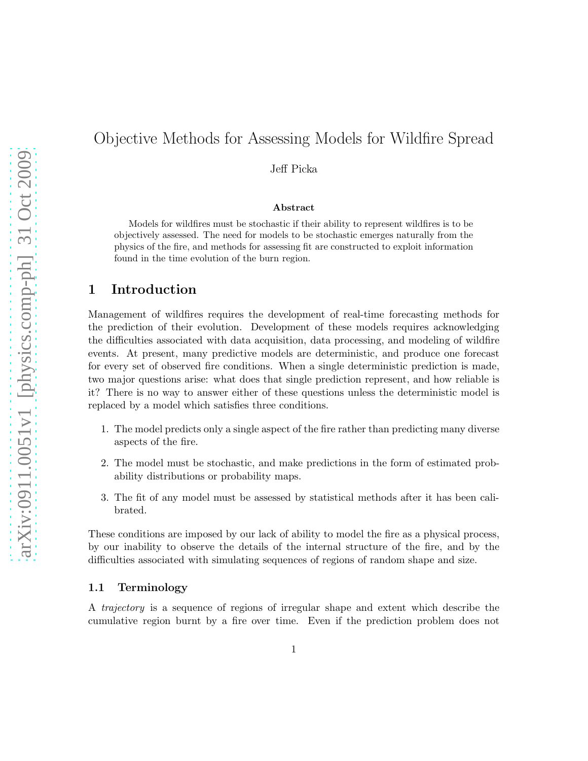# Objective Methods for Assessing Models for Wildfire Spread

Jeff Picka

**Abstract**

Models for wildfires must be stochastic if their ability to represent wildfires is to be objectively assessed. The need for models to be stochastic emerges naturally from the physics of the fire, and methods for assessing fit are constructed to exploit information found in the time evolution of the burn region.

## 1 Introduction

Management of wildfires requires the development of real-time forecasting methods for the prediction of their evolution. Development of these models requires acknowledging the difficulties associated with data acquisition, data processing, and modeling of wildfire events. At present, many predictive models are deterministic, and produce one forecast for every set of observed fire conditions. When a single deterministic prediction is made, two major questions arise: what does that single prediction represent, and how reliable is it? There is no way to answer either of these questions unless the deterministic model is replaced by a model which satisfies three conditions.

1. The model predicts only a single aspect of the fire rather than predicting many diverse aspects of the fire.
2. The model must be stochastic, and make predictions in the form of estimated probability distributions or probability maps.
3. The fit of any model must be assessed by statistical methods after it has been calibrated.

These conditions are imposed by our lack of ability to model the fire as a physical process, by our inability to observe the details of the internal structure of the fire, and by the difficulties associated with simulating sequences of regions of random shape and size.

### 1.1 Terminology

A *trajectory* is a sequence of regions of irregular shape and extent which describe the cumulative region burnt by a fire over time. Even if the prediction problem does not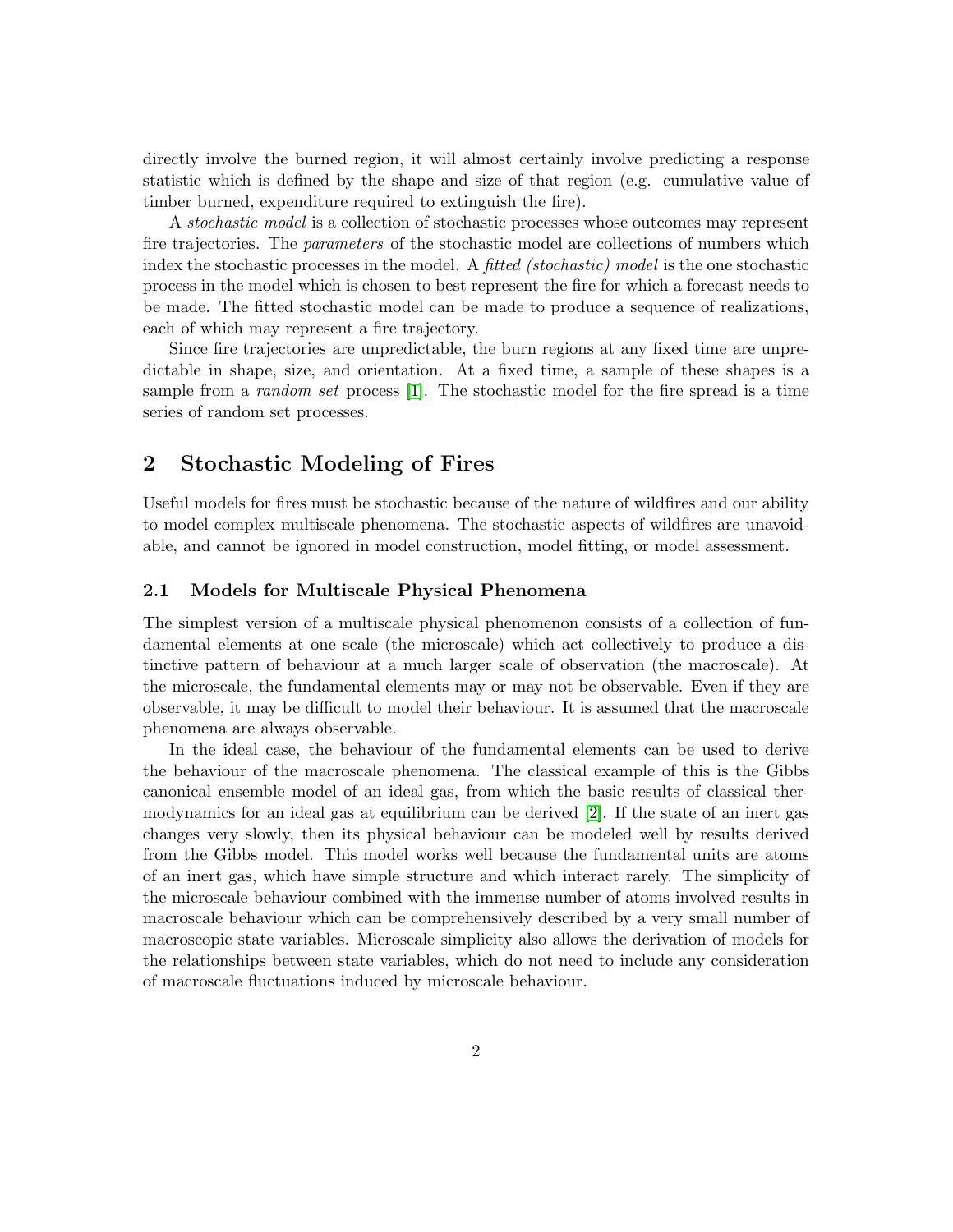directly involve the burned region, it will almost certainly involve predicting a response statistic which is defined by the shape and size of that region (e.g. cumulative value of timber burned, expenditure required to extinguish the fire).

A *stochastic model* is a collection of stochastic processes whose outcomes may represent fire trajectories. The *parameters* of the stochastic model are collections of numbers which index the stochastic processes in the model. A *fitted (stochastic) model* is the one stochastic process in the model which is chosen to best represent the fire for which a forecast needs to be made. The fitted stochastic model can be made to produce a sequence of realizations, each of which may represent a fire trajectory.

Since fire trajectories are unpredictable, the burn regions at any fixed time are unpredictable in shape, size, and orientation. At a fixed time, a sample of these shapes is a sample from a *random set* process [1]. The stochastic model for the fire spread is a time series of random set processes.

## 2 Stochastic Modeling of Fires

Useful models for fires must be stochastic because of the nature of wildfires and our ability to model complex multiscale phenomena. The stochastic aspects of wildfires are unavoidable, and cannot be ignored in model construction, model fitting, or model assessment.

### 2.1 Models for Multiscale Physical Phenomena

The simplest version of a multiscale physical phenomenon consists of a collection of fundamental elements at one scale (the microscale) which act collectively to produce a distinctive pattern of behaviour at a much larger scale of observation (the macroscale). At the microscale, the fundamental elements may or may not be observable. Even if they are observable, it may be difficult to model their behaviour. It is assumed that the macroscale phenomena are always observable.

In the ideal case, the behaviour of the fundamental elements can be used to derive the behaviour of the macroscale phenomena. The classical example of this is the Gibbs canonical ensemble model of an ideal gas, from which the basic results of classical thermodynamics for an ideal gas at equilibrium can be derived [2]. If the state of an inert gas changes very slowly, then its physical behaviour can be modeled well by results derived from the Gibbs model. This model works well because the fundamental units are atoms of an inert gas, which have simple structure and which interact rarely. The simplicity of the microscale behaviour combined with the immense number of atoms involved results in macroscale behaviour which can be comprehensively described by a very small number of macroscopic state variables. Microscale simplicity also allows the derivation of models for the relationships between state variables, which do not need to include any consideration of macroscale fluctuations induced by microscale behaviour.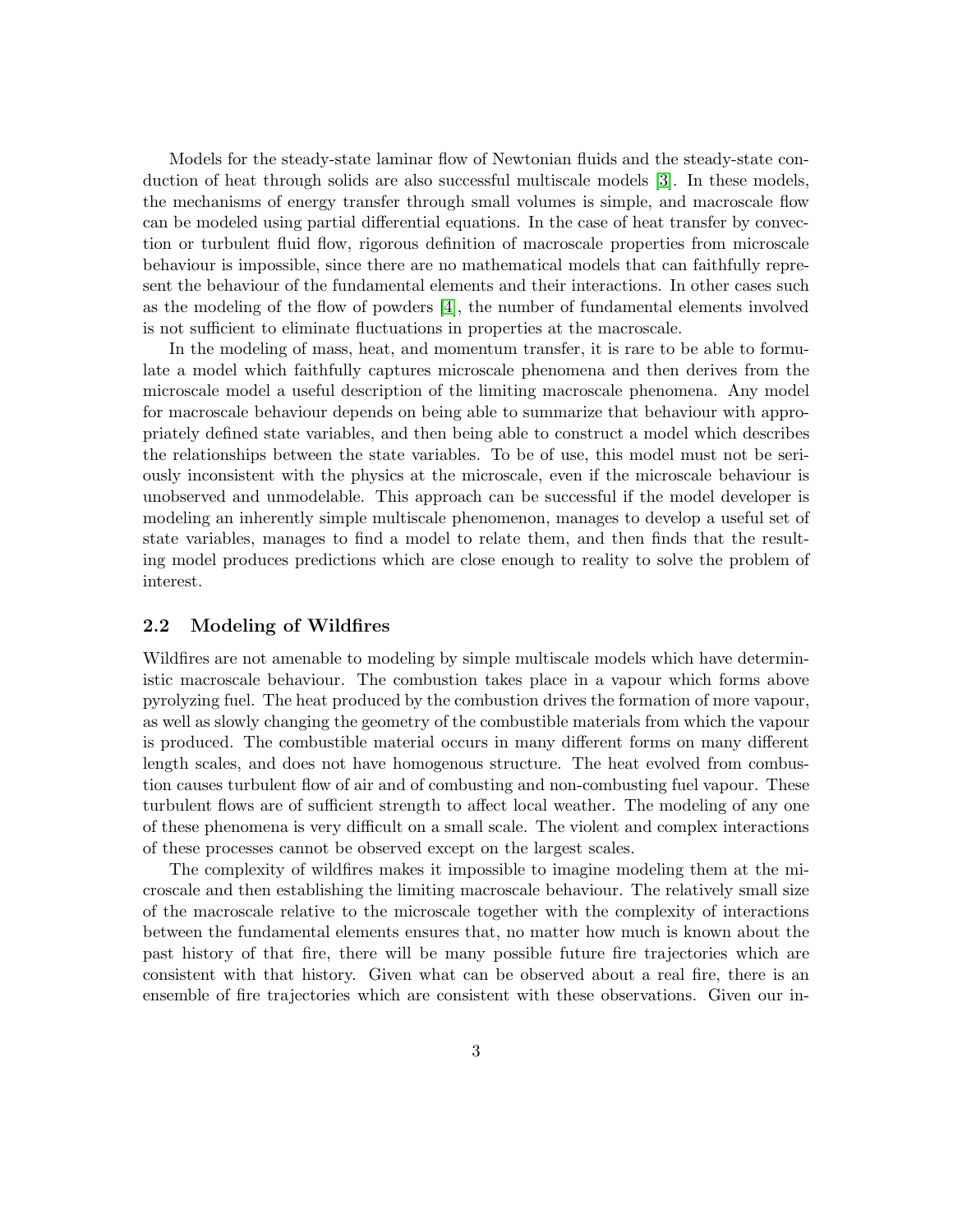Models for the steady-state laminar flow of Newtonian fluids and the steady-state conduction of heat through solids are also successful multiscale models [3]. In these models, the mechanisms of energy transfer through small volumes is simple, and macroscale flow can be modeled using partial differential equations. In the case of heat transfer by convection or turbulent fluid flow, rigorous definition of macroscale properties from microscale behaviour is impossible, since there are no mathematical models that can faithfully represent the behaviour of the fundamental elements and their interactions. In other cases such as the modeling of the flow of powders [4], the number of fundamental elements involved is not sufficient to eliminate fluctuations in properties at the macroscale.

In the modeling of mass, heat, and momentum transfer, it is rare to be able to formulate a model which faithfully captures microscale phenomena and then derives from the microscale model a useful description of the limiting macroscale phenomena. Any model for macroscale behaviour depends on being able to summarize that behaviour with appropriately defined state variables, and then being able to construct a model which describes the relationships between the state variables. To be of use, this model must not be seriously inconsistent with the physics at the microscale, even if the microscale behaviour is unobserved and unmodelable. This approach can be successful if the model developer is modeling an inherently simple multiscale phenomenon, manages to develop a useful set of state variables, manages to find a model to relate them, and then finds that the resulting model produces predictions which are close enough to reality to solve the problem of interest.

### 2.2 Modeling of Wildfires

Wildfires are not amenable to modeling by simple multiscale models which have deterministic macroscale behaviour. The combustion takes place in a vapour which forms above pyrolyzing fuel. The heat produced by the combustion drives the formation of more vapour, as well as slowly changing the geometry of the combustible materials from which the vapour is produced. The combustible material occurs in many different forms on many different length scales, and does not have homogenous structure. The heat evolved from combustion causes turbulent flow of air and of combusting and non-combusting fuel vapour. These turbulent flows are of sufficient strength to affect local weather. The modeling of any one of these phenomena is very difficult on a small scale. The violent and complex interactions of these processes cannot be observed except on the largest scales.

The complexity of wildfires makes it impossible to imagine modeling them at the microscale and then establishing the limiting macroscale behaviour. The relatively small size of the macroscale relative to the microscale together with the complexity of interactions between the fundamental elements ensures that, no matter how much is known about the past history of that fire, there will be many possible future fire trajectories which are consistent with that history. Given what can be observed about a real fire, there is an ensemble of fire trajectories which are consistent with these observations. Given our in-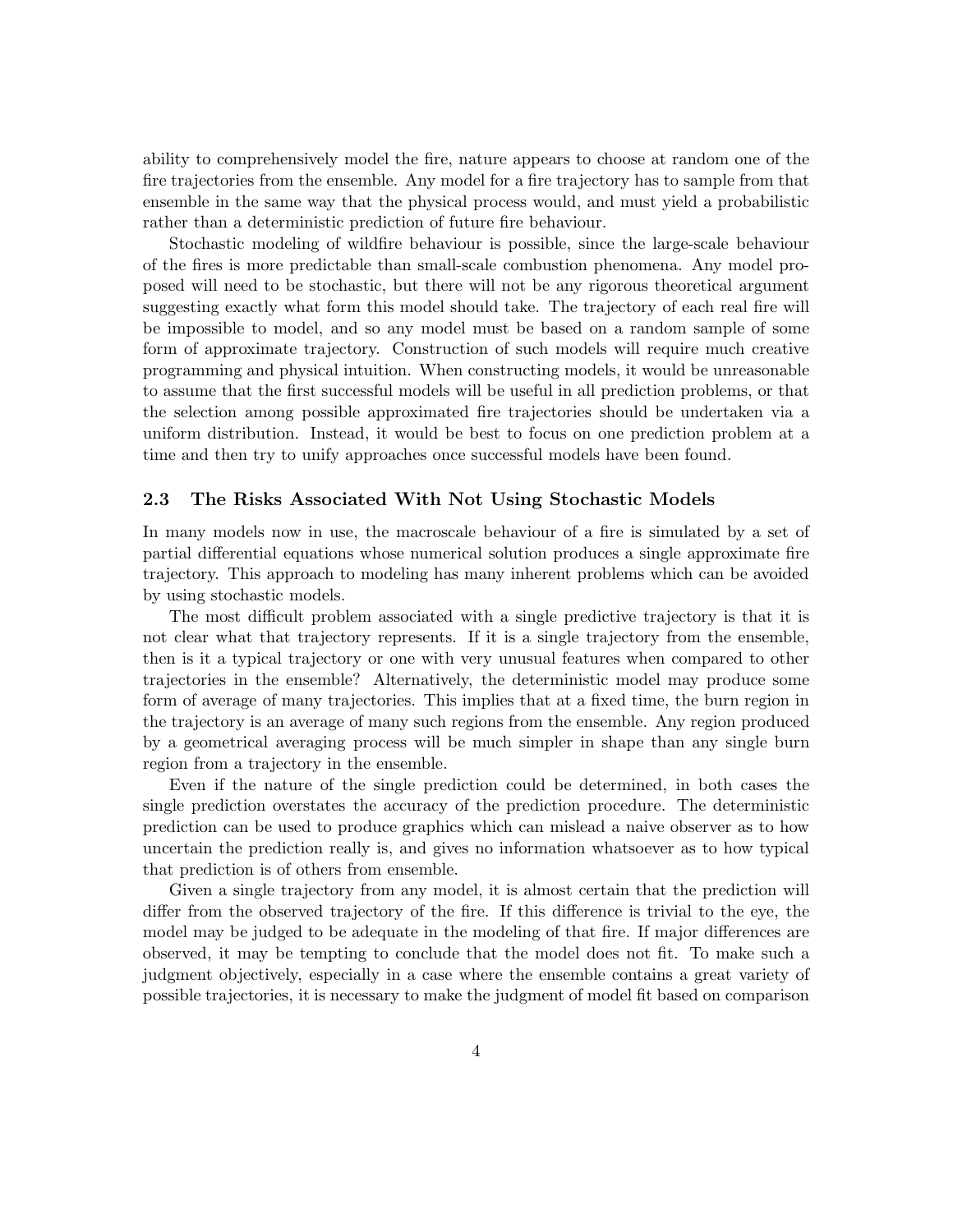ability to comprehensively model the fire, nature appears to choose at random one of the fire trajectories from the ensemble. Any model for a fire trajectory has to sample from that ensemble in the same way that the physical process would, and must yield a probabilistic rather than a deterministic prediction of future fire behaviour.

Stochastic modeling of wildfire behaviour is possible, since the large-scale behaviour of the fires is more predictable than small-scale combustion phenomena. Any model proposed will need to be stochastic, but there will not be any rigorous theoretical argument suggesting exactly what form this model should take. The trajectory of each real fire will be impossible to model, and so any model must be based on a random sample of some form of approximate trajectory. Construction of such models will require much creative programming and physical intuition. When constructing models, it would be unreasonable to assume that the first successful models will be useful in all prediction problems, or that the selection among possible approximated fire trajectories should be undertaken via a uniform distribution. Instead, it would be best to focus on one prediction problem at a time and then try to unify approaches once successful models have been found.

### 2.3 The Risks Associated With Not Using Stochastic Models

In many models now in use, the macroscale behaviour of a fire is simulated by a set of partial differential equations whose numerical solution produces a single approximate fire trajectory. This approach to modeling has many inherent problems which can be avoided by using stochastic models.

The most difficult problem associated with a single predictive trajectory is that it is not clear what that trajectory represents. If it is a single trajectory from the ensemble, then is it a typical trajectory or one with very unusual features when compared to other trajectories in the ensemble? Alternatively, the deterministic model may produce some form of average of many trajectories. This implies that at a fixed time, the burn region in the trajectory is an average of many such regions from the ensemble. Any region produced by a geometrical averaging process will be much simpler in shape than any single burn region from a trajectory in the ensemble.

Even if the nature of the single prediction could be determined, in both cases the single prediction overstates the accuracy of the prediction procedure. The deterministic prediction can be used to produce graphics which can mislead a naive observer as to how uncertain the prediction really is, and gives no information whatsoever as to how typical that prediction is of others from ensemble.

Given a single trajectory from any model, it is almost certain that the prediction will differ from the observed trajectory of the fire. If this difference is trivial to the eye, the model may be judged to be adequate in the modeling of that fire. If major differences are observed, it may be tempting to conclude that the model does not fit. To make such a judgment objectively, especially in a case where the ensemble contains a great variety of possible trajectories, it is necessary to make the judgment of model fit based on comparison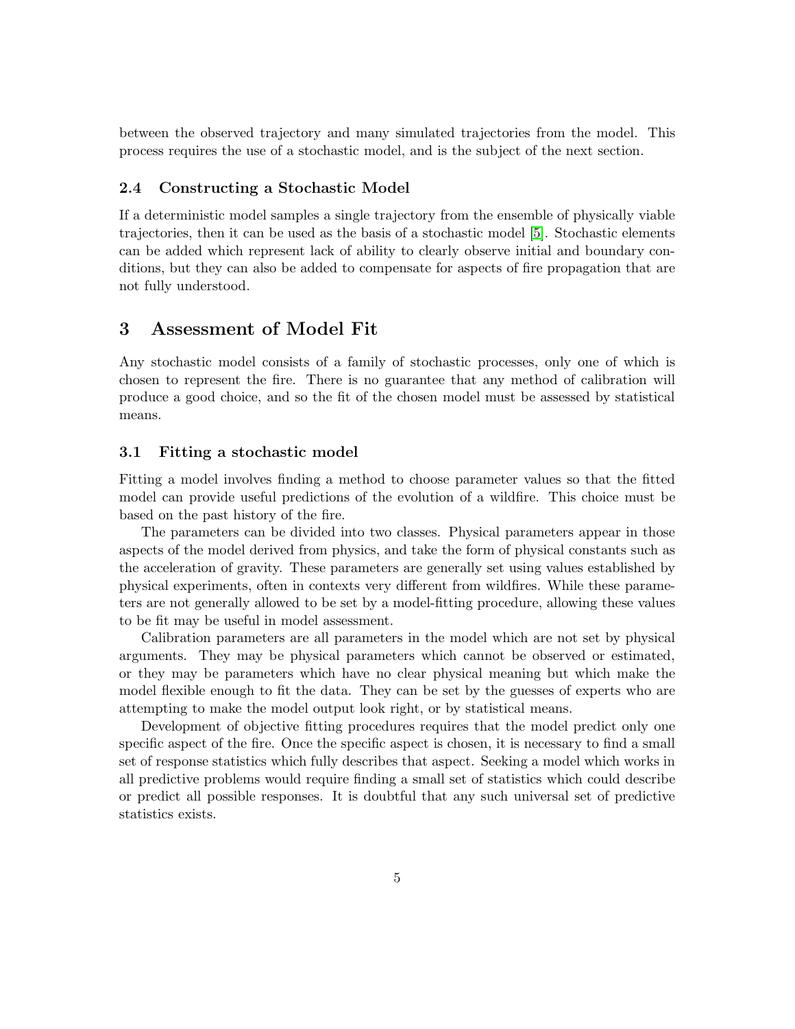between the observed trajectory and many simulated trajectories from the model. This process requires the use of a stochastic model, and is the subject of the next section.

### 2.4 Constructing a Stochastic Model

If a deterministic model samples a single trajectory from the ensemble of physically viable trajectories, then it can be used as the basis of a stochastic model [5]. Stochastic elements can be added which represent lack of ability to clearly observe initial and boundary conditions, but they can also be added to compensate for aspects of fire propagation that are not fully understood.

## 3 Assessment of Model Fit

Any stochastic model consists of a family of stochastic processes, only one of which is chosen to represent the fire. There is no guarantee that any method of calibration will produce a good choice, and so the fit of the chosen model must be assessed by statistical means.

### 3.1 Fitting a stochastic model

Fitting a model involves finding a method to choose parameter values so that the fitted model can provide useful predictions of the evolution of a wildfire. This choice must be based on the past history of the fire.

The parameters can be divided into two classes. Physical parameters appear in those aspects of the model derived from physics, and take the form of physical constants such as the acceleration of gravity. These parameters are generally set using values established by physical experiments, often in contexts very different from wildfires. While these parameters are not generally allowed to be set by a model-fitting procedure, allowing these values to be fit may be useful in model assessment.

Calibration parameters are all parameters in the model which are not set by physical arguments. They may be physical parameters which cannot be observed or estimated, or they may be parameters which have no clear physical meaning but which make the model flexible enough to fit the data. They can be set by the guesses of experts who are attempting to make the model output look right, or by statistical means.

Development of objective fitting procedures requires that the model predict only one specific aspect of the fire. Once the specific aspect is chosen, it is necessary to find a small set of response statistics which fully describes that aspect. Seeking a model which works in all predictive problems would require finding a small set of statistics which could describe or predict all possible responses. It is doubtful that any such universal set of predictive statistics exists.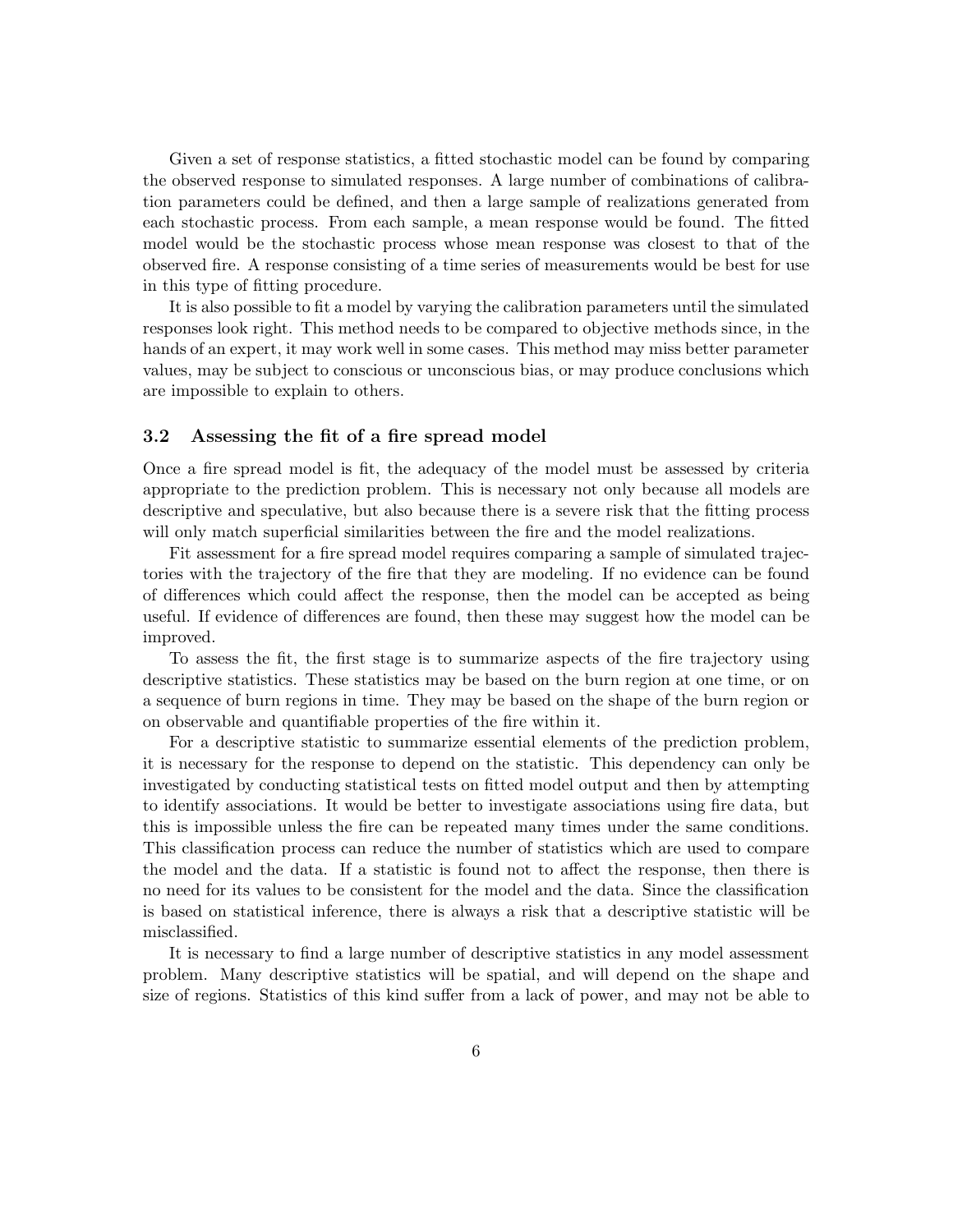Given a set of response statistics, a fitted stochastic model can be found by comparing the observed response to simulated responses. A large number of combinations of calibration parameters could be defined, and then a large sample of realizations generated from each stochastic process. From each sample, a mean response would be found. The fitted model would be the stochastic process whose mean response was closest to that of the observed fire. A response consisting of a time series of measurements would be best for use in this type of fitting procedure.

It is also possible to fit a model by varying the calibration parameters until the simulated responses look right. This method needs to be compared to objective methods since, in the hands of an expert, it may work well in some cases. This method may miss better parameter values, may be subject to conscious or unconscious bias, or may produce conclusions which are impossible to explain to others.

### 3.2 Assessing the fit of a fire spread model

Once a fire spread model is fit, the adequacy of the model must be assessed by criteria appropriate to the prediction problem. This is necessary not only because all models are descriptive and speculative, but also because there is a severe risk that the fitting process will only match superficial similarities between the fire and the model realizations.

Fit assessment for a fire spread model requires comparing a sample of simulated trajectories with the trajectory of the fire that they are modeling. If no evidence can be found of differences which could affect the response, then the model can be accepted as being useful. If evidence of differences are found, then these may suggest how the model can be improved.

To assess the fit, the first stage is to summarize aspects of the fire trajectory using descriptive statistics. These statistics may be based on the burn region at one time, or on a sequence of burn regions in time. They may be based on the shape of the burn region or on observable and quantifiable properties of the fire within it.

For a descriptive statistic to summarize essential elements of the prediction problem, it is necessary for the response to depend on the statistic. This dependency can only be investigated by conducting statistical tests on fitted model output and then by attempting to identify associations. It would be better to investigate associations using fire data, but this is impossible unless the fire can be repeated many times under the same conditions. This classification process can reduce the number of statistics which are used to compare the model and the data. If a statistic is found not to affect the response, then there is no need for its values to be consistent for the model and the data. Since the classification is based on statistical inference, there is always a risk that a descriptive statistic will be misclassified.

It is necessary to find a large number of descriptive statistics in any model assessment problem. Many descriptive statistics will be spatial, and will depend on the shape and size of regions. Statistics of this kind suffer from a lack of power, and may not be able to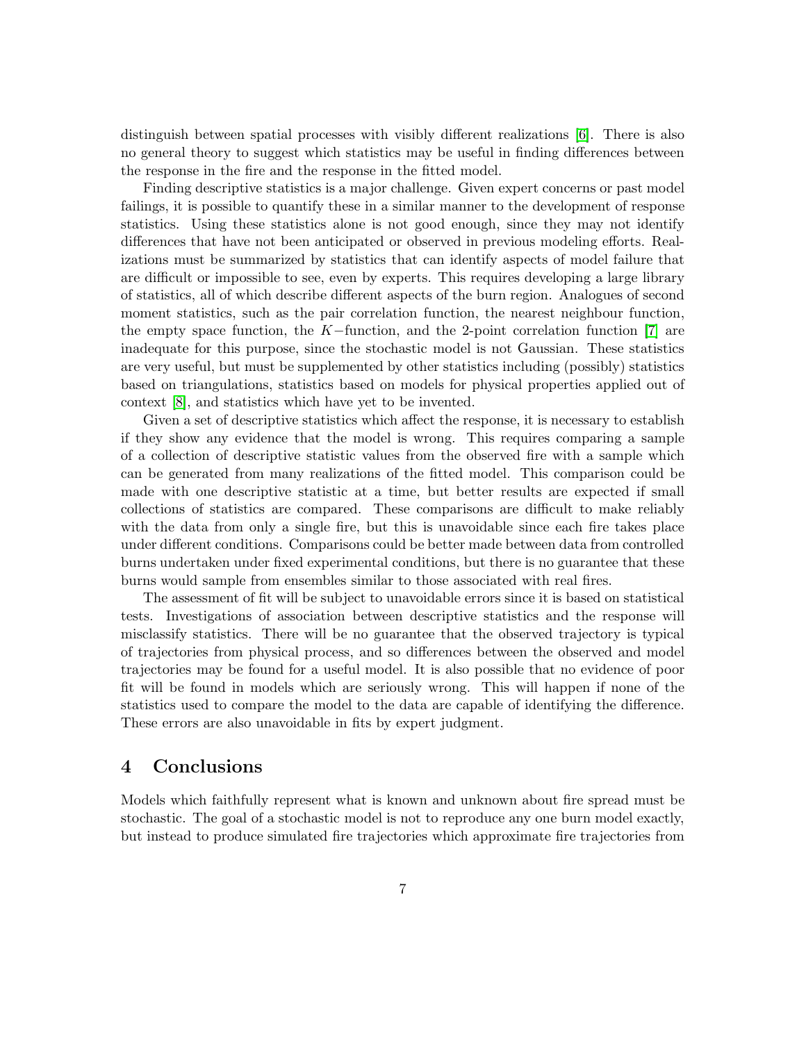distinguish between spatial processes with visibly different realizations [6]. There is also no general theory to suggest which statistics may be useful in finding differences between the response in the fire and the response in the fitted model.

Finding descriptive statistics is a major challenge. Given expert concerns or past model failings, it is possible to quantify these in a similar manner to the development of response statistics. Using these statistics alone is not good enough, since they may not identify differences that have not been anticipated or observed in previous modeling efforts. Realizations must be summarized by statistics that can identify aspects of model failure that are difficult or impossible to see, even by experts. This requires developing a large library of statistics, all of which describe different aspects of the burn region. Analogues of second moment statistics, such as the pair correlation function, the nearest neighbour function, the empty space function, the $K-$function, and the 2-point correlation function [7] are inadequate for this purpose, since the stochastic model is not Gaussian. These statistics are very useful, but must be supplemented by other statistics including (possibly) statistics based on triangulations, statistics based on models for physical properties applied out of context [8], and statistics which have yet to be invented.

Given a set of descriptive statistics which affect the response, it is necessary to establish if they show any evidence that the model is wrong. This requires comparing a sample of a collection of descriptive statistic values from the observed fire with a sample which can be generated from many realizations of the fitted model. This comparison could be made with one descriptive statistic at a time, but better results are expected if small collections of statistics are compared. These comparisons are difficult to make reliably with the data from only a single fire, but this is unavoidable since each fire takes place under different conditions. Comparisons could be better made between data from controlled burns undertaken under fixed experimental conditions, but there is no guarantee that these burns would sample from ensembles similar to those associated with real fires.

The assessment of fit will be subject to unavoidable errors since it is based on statistical tests. Investigations of association between descriptive statistics and the response will misclassify statistics. There will be no guarantee that the observed trajectory is typical of trajectories from physical process, and so differences between the observed and model trajectories may be found for a useful model. It is also possible that no evidence of poor fit will be found in models which are seriously wrong. This will happen if none of the statistics used to compare the model to the data are capable of identifying the difference. These errors are also unavoidable in fits by expert judgment.

## 4 Conclusions

Models which faithfully represent what is known and unknown about fire spread must be stochastic. The goal of a stochastic model is not to reproduce any one burn model exactly, but instead to produce simulated fire trajectories which approximate fire trajectories from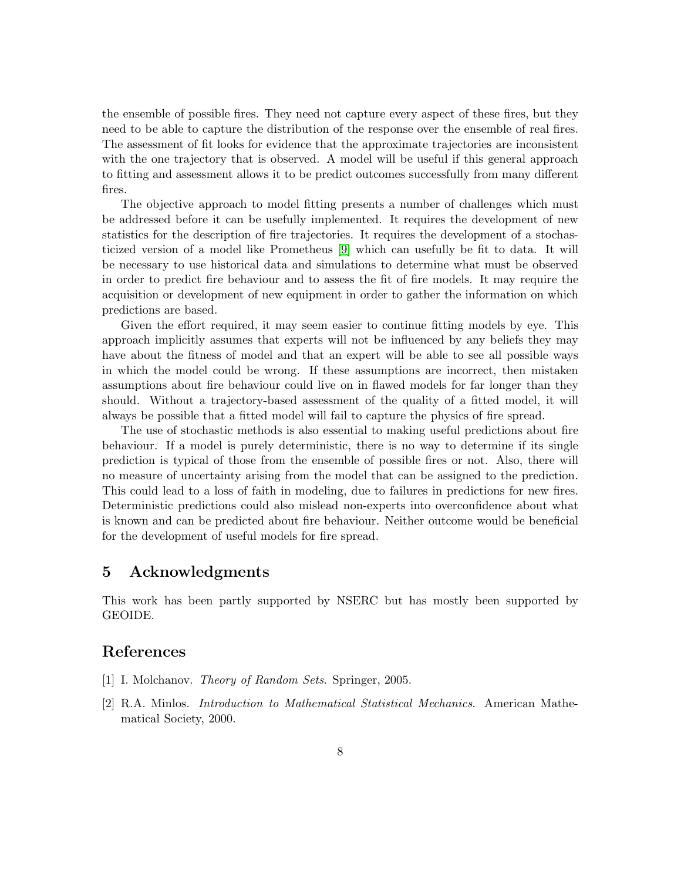the ensemble of possible fires. They need not capture every aspect of these fires, but they need to be able to capture the distribution of the response over the ensemble of real fires. The assessment of fit looks for evidence that the approximate trajectories are inconsistent with the one trajectory that is observed. A model will be useful if this general approach to fitting and assessment allows it to be predict outcomes successfully from many different fires.

The objective approach to model fitting presents a number of challenges which must be addressed before it can be usefully implemented. It requires the development of new statistics for the description of fire trajectories. It requires the development of a stochasticized version of a model like Prometheus [9] which can usefully be fit to data. It will be necessary to use historical data and simulations to determine what must be observed in order to predict fire behaviour and to assess the fit of fire models. It may require the acquisition or development of new equipment in order to gather the information on which predictions are based.

Given the effort required, it may seem easier to continue fitting models by eye. This approach implicitly assumes that experts will not be influenced by any beliefs they may have about the fitness of model and that an expert will be able to see all possible ways in which the model could be wrong. If these assumptions are incorrect, then mistaken assumptions about fire behaviour could live on in flawed models for far longer than they should. Without a trajectory-based assessment of the quality of a fitted model, it will always be possible that a fitted model will fail to capture the physics of fire spread.

The use of stochastic methods is also essential to making useful predictions about fire behaviour. If a model is purely deterministic, there is no way to determine if its single prediction is typical of those from the ensemble of possible fires or not. Also, there will no measure of uncertainty arising from the model that can be assigned to the prediction. This could lead to a loss of faith in modeling, due to failures in predictions for new fires. Deterministic predictions could also mislead non-experts into overconfidence about what is known and can be predicted about fire behaviour. Neither outcome would be beneficial for the development of useful models for fire spread.

## 5 Acknowledgments

This work has been partly supported by NSERC but has mostly been supported by GEOIDE.

## References

[1] I. Molchanov. *Theory of Random Sets*. Springer, 2005.

[2] R.A. Minlos. *Introduction to Mathematical Statistical Mechanics*. American Mathematical Society, 2000.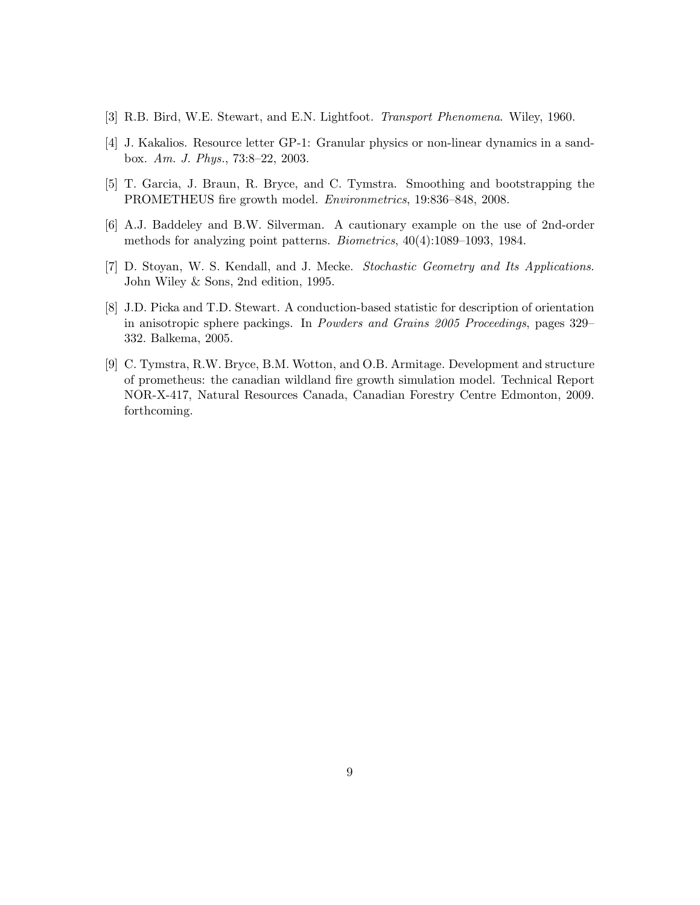[3] R.B. Bird, W.E. Stewart, and E.N. Lightfoot. *Transport Phenomena*. Wiley, 1960.

[4] J. Kakalios. Resource letter GP-1: Granular physics or non-linear dynamics in a sandbox. *Am. J. Phys.*, 73:8–22, 2003.

[5] T. Garcia, J. Braun, R. Bryce, and C. Tymstra. Smoothing and bootstrapping the PROMETHEUS fire growth model. *Environmetrics*, 19:836–848, 2008.

[6] A.J. Baddeley and B.W. Silverman. A cautionary example on the use of 2nd-order methods for analyzing point patterns. *Biometrics*, 40(4):1089–1093, 1984.

[7] D. Stoyan, W. S. Kendall, and J. Mecke. *Stochastic Geometry and Its Applications*. John Wiley & Sons, 2nd edition, 1995.

[8] J.D. Picka and T.D. Stewart. A conduction-based statistic for description of orientation in anisotropic sphere packings. In *Powders and Grains 2005 Proceedings*, pages 329–332. Balkema, 2005.

[9] C. Tymstra, R.W. Bryce, B.M. Wotton, and O.B. Armitage. Development and structure of prometheus: the canadian wildland fire growth simulation model. Technical Report NOR-X-417, Natural Resources Canada, Canadian Forestry Centre Edmonton, 2009. forthcoming.